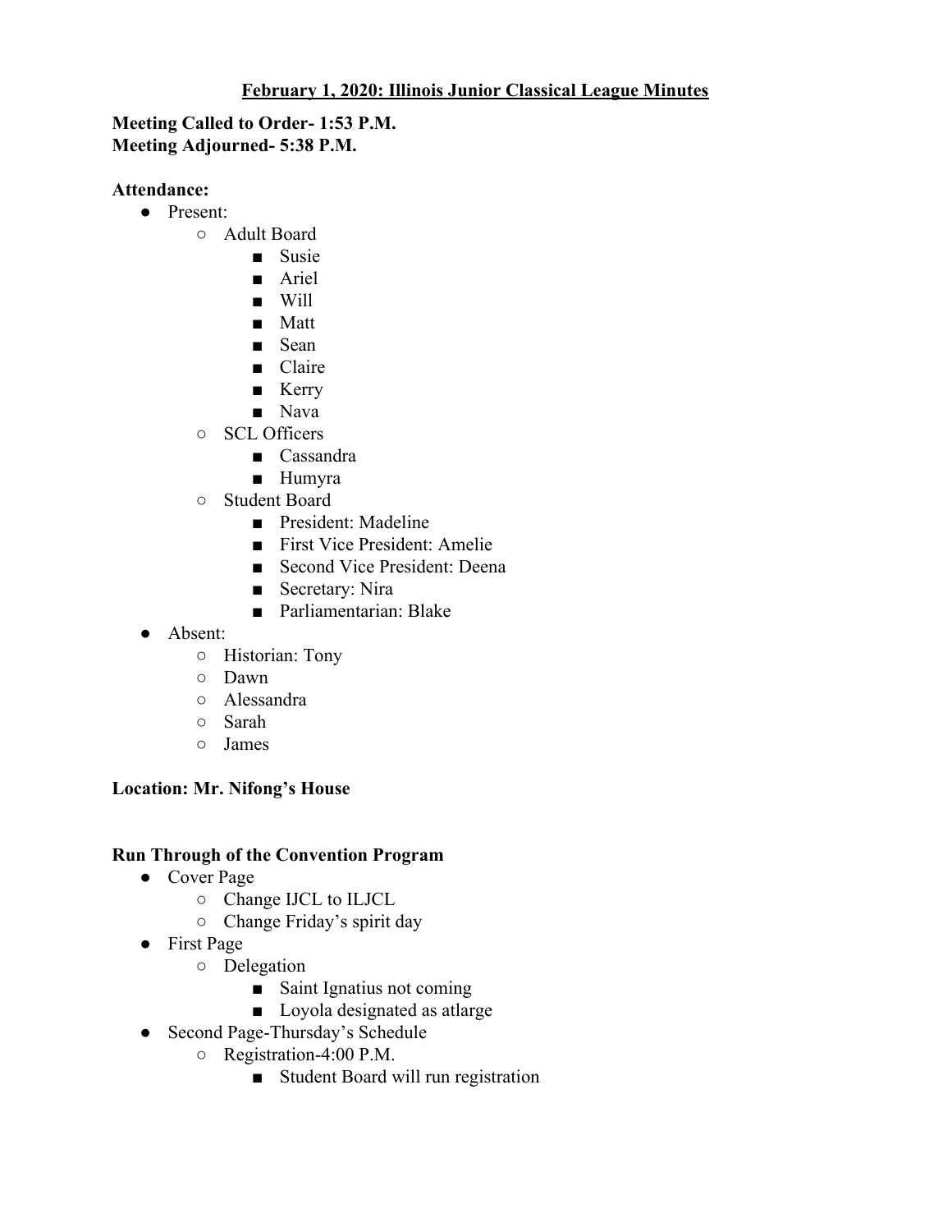**February 1, 2020: Illinois Junior Classical League Minutes**

**Meeting Called to Order- 1:53 P.M.**
**Meeting Adjourned- 5:38 P.M.**

**Attendance:**

- Present:
  - Adult Board
    - Susie
    - Ariel
    - Will
    - Matt
    - Sean
    - Claire
    - Kerry
    - Nava
  - SCL Officers
    - Cassandra
    - Humyra
  - Student Board
    - President: Madeline
    - First Vice President: Amelie
    - Second Vice President: Deena
    - Secretary: Nira
    - Parliamentarian: Blake
- Absent:
  - Historian: Tony
  - Dawn
  - Alessandra
  - Sarah
  - James

**Location: Mr. Nifong's House**

**Run Through of the Convention Program**

- Cover Page
  - Change IJCL to ILJCL
  - Change Friday's spirit day
- First Page
  - Delegation
    - Saint Ignatius not coming
    - Loyola designated as atlarge
- Second Page-Thursday's Schedule
  - Registration-4:00 P.M.
    - Student Board will run registration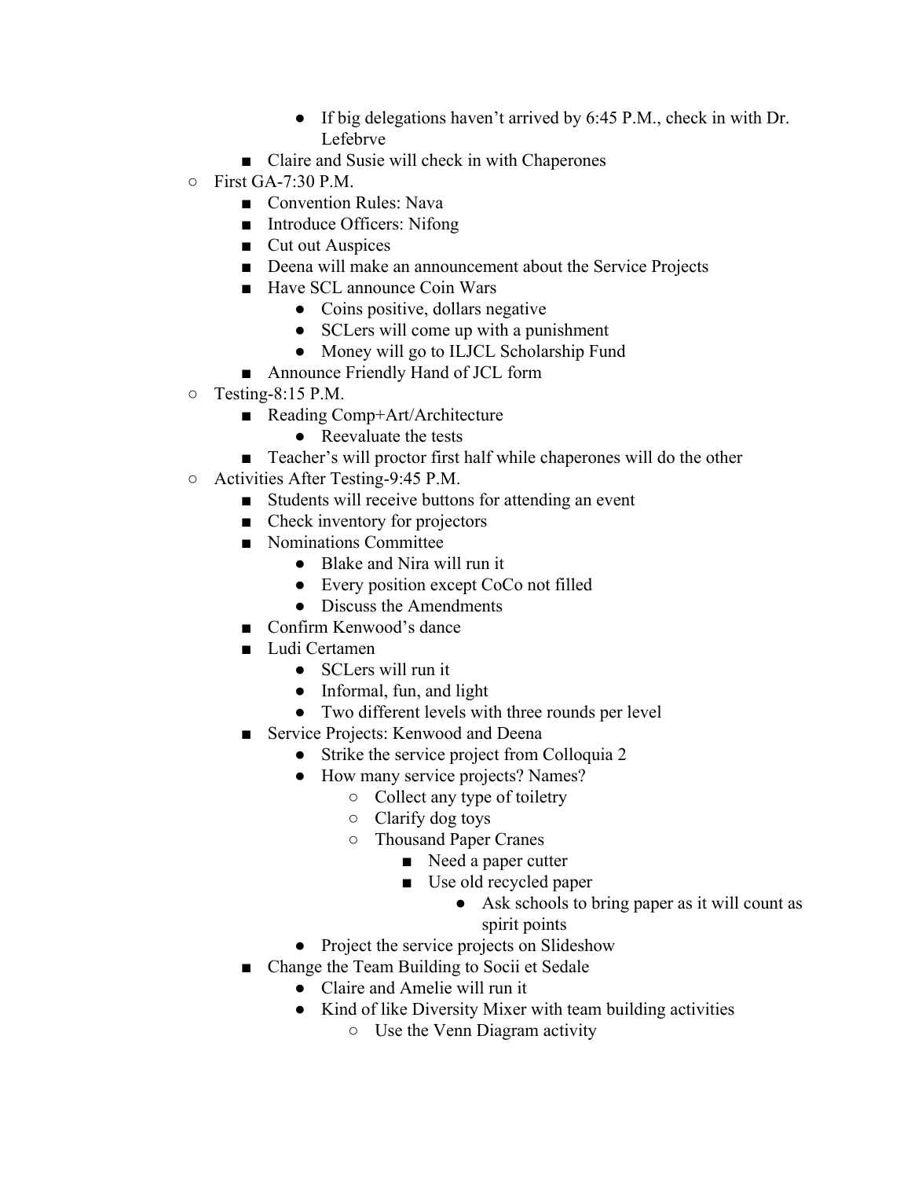- If big delegations haven't arrived by 6:45 P.M., check in with Dr. Lefebrve
      - Claire and Susie will check in with Chaperones
  - First GA-7:30 P.M.
      - Convention Rules: Nava
      - Introduce Officers: Nifong
      - Cut out Auspices
      - Deena will make an announcement about the Service Projects
      - Have SCL announce Coin Wars
        - Coins positive, dollars negative
        - SCLers will come up with a punishment
        - Money will go to ILJCL Scholarship Fund
      - Announce Friendly Hand of JCL form
  - Testing-8:15 P.M.
      - Reading Comp+Art/Architecture
        - Reevaluate the tests
      - Teacher's will proctor first half while chaperones will do the other
  - Activities After Testing-9:45 P.M.
      - Students will receive buttons for attending an event
      - Check inventory for projectors
      - Nominations Committee
        - Blake and Nira will run it
        - Every position except CoCo not filled
        - Discuss the Amendments
      - Confirm Kenwood's dance
      - Ludi Certamen
        - SCLers will run it
        - Informal, fun, and light
        - Two different levels with three rounds per level
      - Service Projects: Kenwood and Deena
        - Strike the service project from Colloquia 2
        - How many service projects? Names?
          - Collect any type of toiletry
          - Clarify dog toys
          - Thousand Paper Cranes
            - Need a paper cutter
            - Use old recycled paper
              - Ask schools to bring paper as it will count as spirit points
        - Project the service projects on Slideshow
      - Change the Team Building to Socii et Sedale
        - Claire and Amelie will run it
        - Kind of like Diversity Mixer with team building activities
          - Use the Venn Diagram activity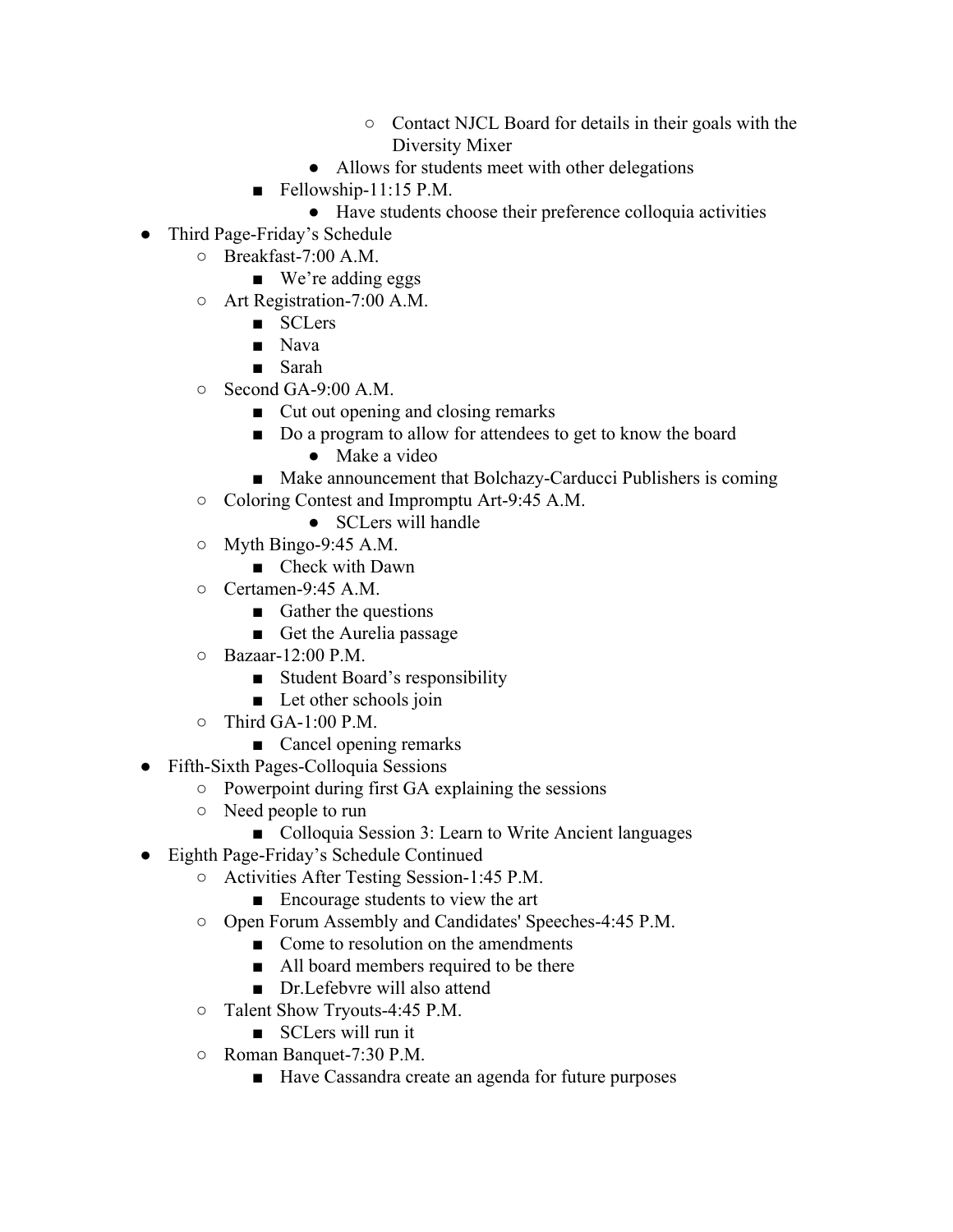- Contact NJCL Board for details in their goals with the Diversity Mixer
        - Allows for students meet with other delegations
    - Fellowship-11:15 P.M.
        - Have students choose their preference colloquia activities

- Third Page-Friday's Schedule
    - Breakfast-7:00 A.M.
        - We're adding eggs
    - Art Registration-7:00 A.M.
        - SCLers
        - Nava
        - Sarah
    - Second GA-9:00 A.M.
        - Cut out opening and closing remarks
        - Do a program to allow for attendees to get to know the board
            - Make a video
        - Make announcement that Bolchazy-Carducci Publishers is coming
    - Coloring Contest and Impromptu Art-9:45 A.M.
            - SCLers will handle
    - Myth Bingo-9:45 A.M.
        - Check with Dawn
    - Certamen-9:45 A.M.
        - Gather the questions
        - Get the Aurelia passage
    - Bazaar-12:00 P.M.
        - Student Board's responsibility
        - Let other schools join
    - Third GA-1:00 P.M.
        - Cancel opening remarks
- Fifth-Sixth Pages-Colloquia Sessions
    - Powerpoint during first GA explaining the sessions
    - Need people to run
        - Colloquia Session 3: Learn to Write Ancient languages
- Eighth Page-Friday's Schedule Continued
    - Activities After Testing Session-1:45 P.M.
        - Encourage students to view the art
    - Open Forum Assembly and Candidates' Speeches-4:45 P.M.
        - Come to resolution on the amendments
        - All board members required to be there
        - Dr.Lefebvre will also attend
    - Talent Show Tryouts-4:45 P.M.
        - SCLers will run it
    - Roman Banquet-7:30 P.M.
        - Have Cassandra create an agenda for future purposes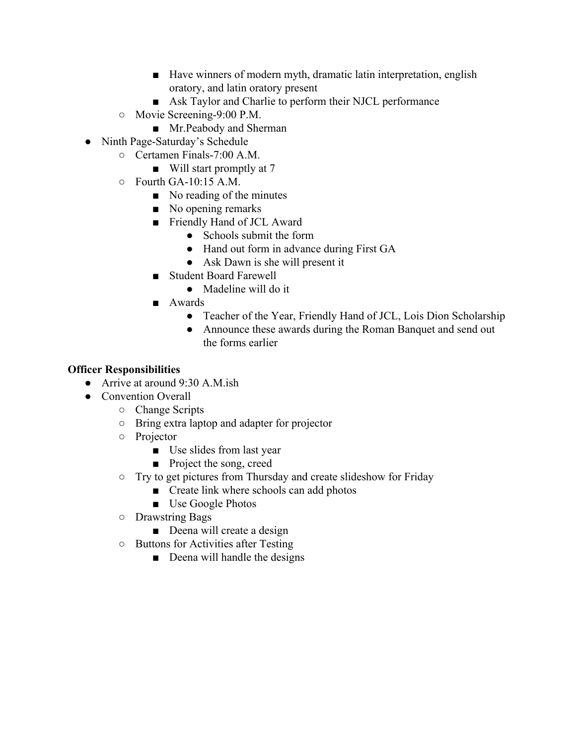- Have winners of modern myth, dramatic latin interpretation, english oratory, and latin oratory present
        - Ask Taylor and Charlie to perform their NJCL performance
    - Movie Screening-9:00 P.M.
        - Mr.Peabody and Sherman
- Ninth Page-Saturday's Schedule
    - Certamen Finals-7:00 A.M.
        - Will start promptly at 7
    - Fourth GA-10:15 A.M.
        - No reading of the minutes
        - No opening remarks
        - Friendly Hand of JCL Award
            - Schools submit the form
            - Hand out form in advance during First GA
            - Ask Dawn is she will present it
        - Student Board Farewell
            - Madeline will do it
        - Awards
            - Teacher of the Year, Friendly Hand of JCL, Lois Dion Scholarship
            - Announce these awards during the Roman Banquet and send out the forms earlier

**Officer Responsibilities**

- Arrive at around 9:30 A.M.ish
- Convention Overall
    - Change Scripts
    - Bring extra laptop and adapter for projector
    - Projector
        - Use slides from last year
        - Project the song, creed
    - Try to get pictures from Thursday and create slideshow for Friday
        - Create link where schools can add photos
        - Use Google Photos
    - Drawstring Bags
        - Deena will create a design
    - Buttons for Activities after Testing
        - Deena will handle the designs